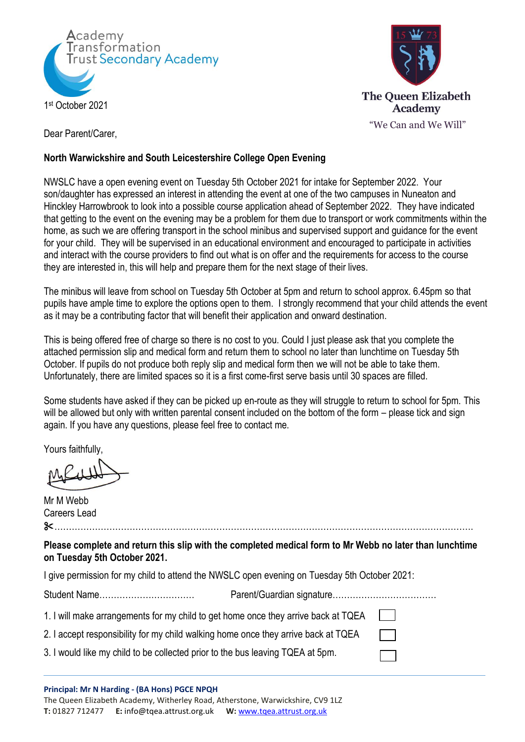Academy Transformation Trust Secondary Academy

The Queen Elizabeth Academy

"We Can and We Will"

1st October 2021

Dear Parent/Carer,

**North Warwickshire and South Leicestershire College Open Evening**

NWSLC have a open evening event on Tuesday 5th October 2021 for intake for September 2022. Your son/daughter has expressed an interest in attending the event at one of the two campuses in Nuneaton and Hinckley Harrowbrook to look into a possible course application ahead of September 2022. They have indicated that getting to the event on the evening may be a problem for them due to transport or work commitments within the home, as such we are offering transport in the school minibus and supervised support and guidance for the event for your child. They will be supervised in an educational environment and encouraged to participate in activities and interact with the course providers to find out what is on offer and the requirements for access to the course they are interested in, this will help and prepare them for the next stage of their lives.

The minibus will leave from school on Tuesday 5th October at 5pm and return to school approx. 6.45pm so that pupils have ample time to explore the options open to them. I strongly recommend that your child attends the event as it may be a contributing factor that will benefit their application and onward destination.

This is being offered free of charge so there is no cost to you. Could I just please ask that you complete the attached permission slip and medical form and return them to school no later than lunchtime on Tuesday 5th October. If pupils do not produce both reply slip and medical form then we will not be able to take them. Unfortunately, there are limited spaces so it is a first come-first serve basis until 30 spaces are filled.

Some students have asked if they can be picked up en-route as they will struggle to return to school for 5pm. This will be allowed but only with written parental consent included on the bottom of the form – please tick and sign again. If you have any questions, please feel free to contact me.

Yours faithfully,

Mr M Webb
Careers Lead

✂..........................................................................................................................................

**Please complete and return this slip with the completed medical form to Mr Webb no later than lunchtime on Tuesday 5th October 2021.**

I give permission for my child to attend the NWSLC open evening on Tuesday 5th October 2021:

Student Name................................ Parent/Guardian signature...................................

1. I will make arrangements for my child to get home once they arrive back at TQEA ☐
2. I accept responsibility for my child walking home once they arrive back at TQEA ☐
3. I would like my child to be collected prior to the bus leaving TQEA at 5pm. ☐

**Principal: Mr N Harding - (BA Hons) PGCE NPQH**
The Queen Elizabeth Academy, Witherley Road, Atherstone, Warwickshire, CV9 1LZ
**T:** 01827 712477 **E:** info@tqea.attrust.org.uk **W:** www.tqea.attrust.org.uk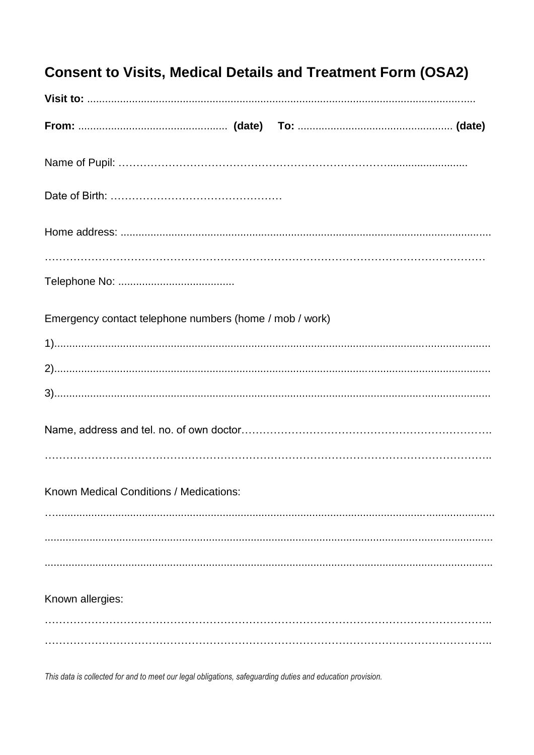## Consent to Visits, Medical Details and Treatment Form (OSA2)

**Visit to:** ..................................................................................................................................

**From:** .................................................. **(date)** **To:** .................................................... **(date)**

Name of Pupil: ………………………………………………………………...........................

Date of Birth: …………………………………………

Home address: ..........................................................................................................................

…………………………………………………………………………………………………………

Telephone No: .......................................

Emergency contact telephone numbers (home / mob / work)

1)..................................................................................................................................................

2)..................................................................................................................................................

3)..................................................................................................................................................

Name, address and tel. no. of own doctor……………………………………………………………..

…………………………………………………………………………………………………………..

Known Medical Conditions / Medications:

…..................................................................................................................................................

......................................................................................................................................................

......................................................................................................................................................

Known allergies:

…………………………………………………………………………………………………………..

…………………………………………………………………………………………………………..

*This data is collected for and to meet our legal obligations, safeguarding duties and education provision.*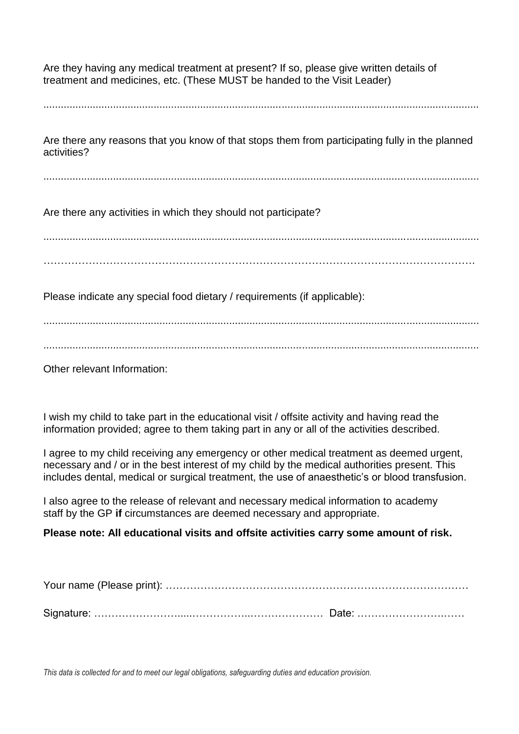Are they having any medical treatment at present? If so, please give written details of treatment and medicines, etc. (These MUST be handed to the Visit Leader)

.......................................................................................................................................................

Are there any reasons that you know of that stops them from participating fully in the planned activities?

.......................................................................................................................................................

Are there any activities in which they should not participate?

.......................................................................................................................................................

………………………………………………………………………………………………………

Please indicate any special food dietary / requirements (if applicable):

.......................................................................................................................................................

.......................................................................................................................................................

Other relevant Information:

I wish my child to take part in the educational visit / offsite activity and having read the information provided; agree to them taking part in any or all of the activities described.

I agree to my child receiving any emergency or other medical treatment as deemed urgent, necessary and / or in the best interest of my child by the medical authorities present. This includes dental, medical or surgical treatment, the use of anaesthetic's or blood transfusion.

I also agree to the release of relevant and necessary medical information to academy staff by the GP **if** circumstances are deemed necessary and appropriate.

**Please note: All educational visits and offsite activities carry some amount of risk.**

Your name (Please print): ……………………………………………………………………………

Signature: ……………………......………………..………………… Date: ………………….……

*This data is collected for and to meet our legal obligations, safeguarding duties and education provision.*